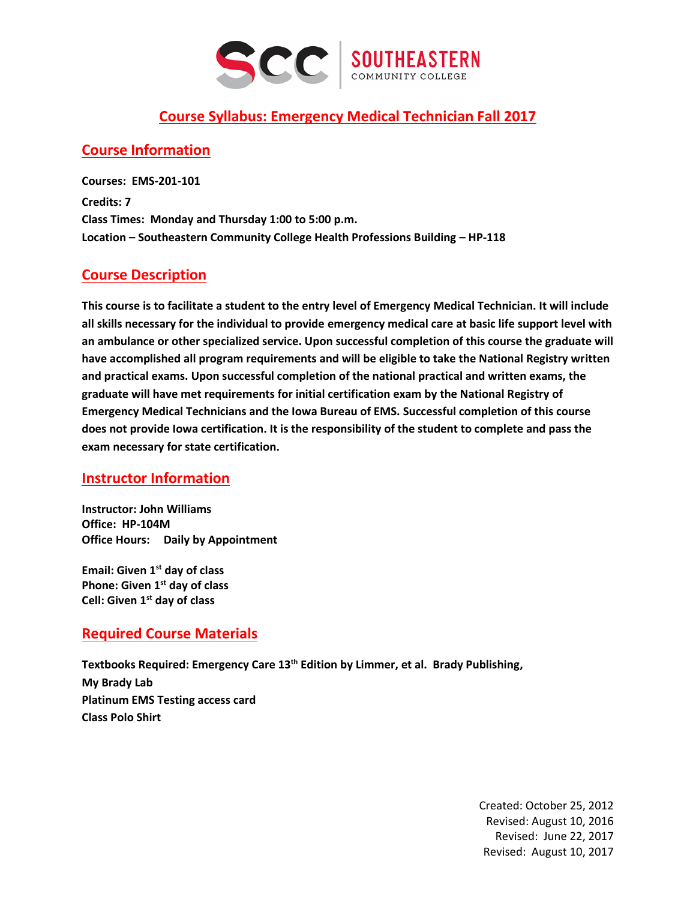SOUTHEASTERN COMMUNITY COLLEGE

# Course Syllabus: Emergency Medical Technician Fall 2017

## Course Information

**Courses: EMS-201-101**

**Credits: 7**

**Class Times: Monday and Thursday 1:00 to 5:00 p.m.**

**Location – Southeastern Community College Health Professions Building – HP-118**

## Course Description

**This course is to facilitate a student to the entry level of Emergency Medical Technician. It will include all skills necessary for the individual to provide emergency medical care at basic life support level with an ambulance or other specialized service. Upon successful completion of this course the graduate will have accomplished all program requirements and will be eligible to take the National Registry written and practical exams. Upon successful completion of the national practical and written exams, the graduate will have met requirements for initial certification exam by the National Registry of Emergency Medical Technicians and the Iowa Bureau of EMS. Successful completion of this course does not provide Iowa certification. It is the responsibility of the student to complete and pass the exam necessary for state certification.**

## Instructor Information

**Instructor: John Williams**
**Office: HP-104M**
**Office Hours: Daily by Appointment**

**Email: Given 1st day of class**
**Phone: Given 1st day of class**
**Cell: Given 1st day of class**

## Required Course Materials

**Textbooks Required: Emergency Care 13th Edition by Limmer, et al. Brady Publishing,**

**My Brady Lab**

**Platinum EMS Testing access card**

**Class Polo Shirt**

Created: October 25, 2012
Revised: August 10, 2016
Revised: June 22, 2017
Revised: August 10, 2017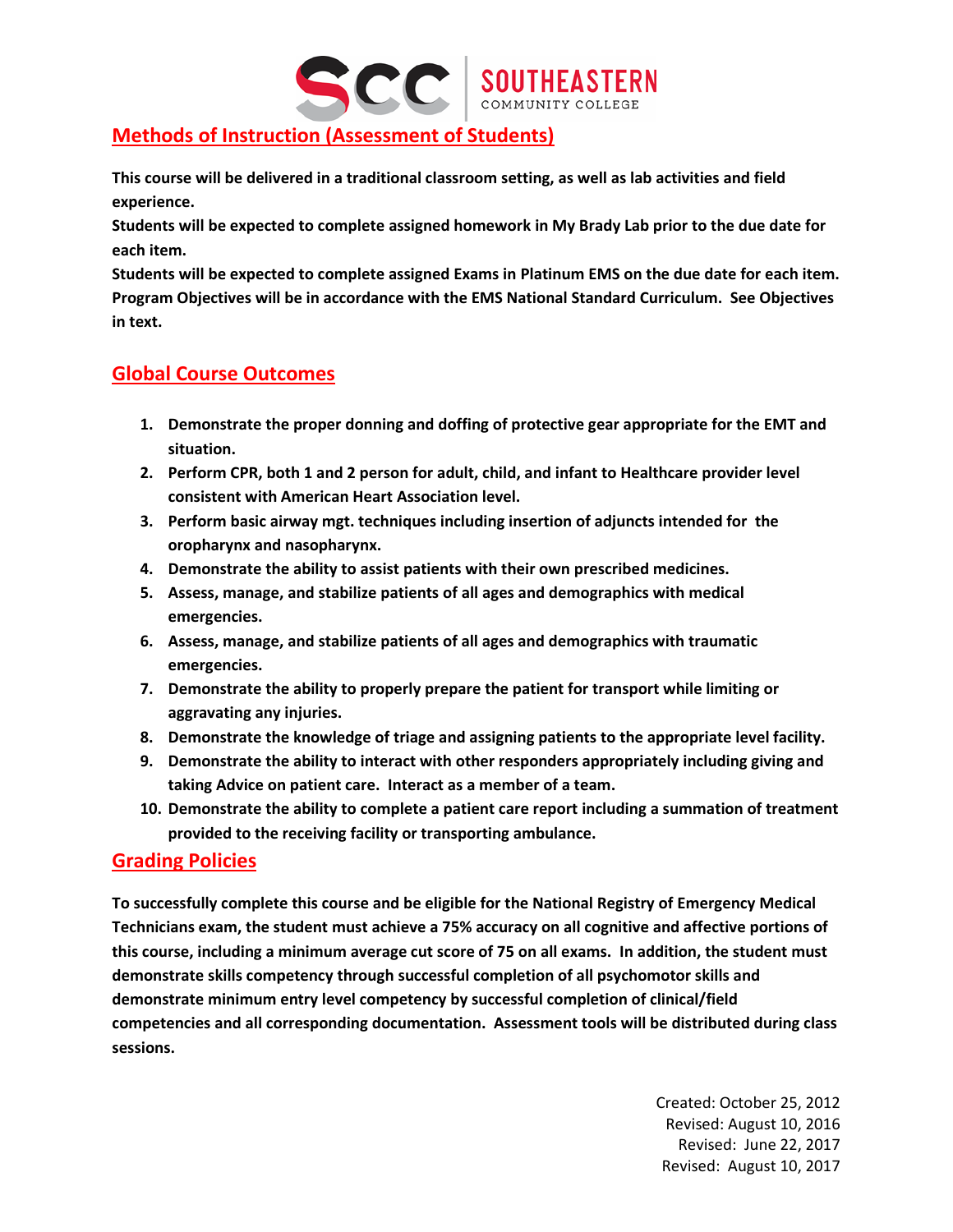## Methods of Instruction (Assessment of Students)

**This course will be delivered in a traditional classroom setting, as well as lab activities and field experience.**
**Students will be expected to complete assigned homework in My Brady Lab prior to the due date for each item.**
**Students will be expected to complete assigned Exams in Platinum EMS on the due date for each item.**
**Program Objectives will be in accordance with the EMS National Standard Curriculum. See Objectives in text.**

## Global Course Outcomes

1. **Demonstrate the proper donning and doffing of protective gear appropriate for the EMT and situation.**
2. **Perform CPR, both 1 and 2 person for adult, child, and infant to Healthcare provider level consistent with American Heart Association level.**
3. **Perform basic airway mgt. techniques including insertion of adjuncts intended for the oropharynx and nasopharynx.**
4. **Demonstrate the ability to assist patients with their own prescribed medicines.**
5. **Assess, manage, and stabilize patients of all ages and demographics with medical emergencies.**
6. **Assess, manage, and stabilize patients of all ages and demographics with traumatic emergencies.**
7. **Demonstrate the ability to properly prepare the patient for transport while limiting or aggravating any injuries.**
8. **Demonstrate the knowledge of triage and assigning patients to the appropriate level facility.**
9. **Demonstrate the ability to interact with other responders appropriately including giving and taking Advice on patient care. Interact as a member of a team.**
10. **Demonstrate the ability to complete a patient care report including a summation of treatment provided to the receiving facility or transporting ambulance.**

## Grading Policies

**To successfully complete this course and be eligible for the National Registry of Emergency Medical Technicians exam, the student must achieve a 75% accuracy on all cognitive and affective portions of this course, including a minimum average cut score of 75 on all exams. In addition, the student must demonstrate skills competency through successful completion of all psychomotor skills and demonstrate minimum entry level competency by successful completion of clinical/field competencies and all corresponding documentation. Assessment tools will be distributed during class sessions.**

Created: October 25, 2012
Revised: August 10, 2016
Revised: June 22, 2017
Revised: August 10, 2017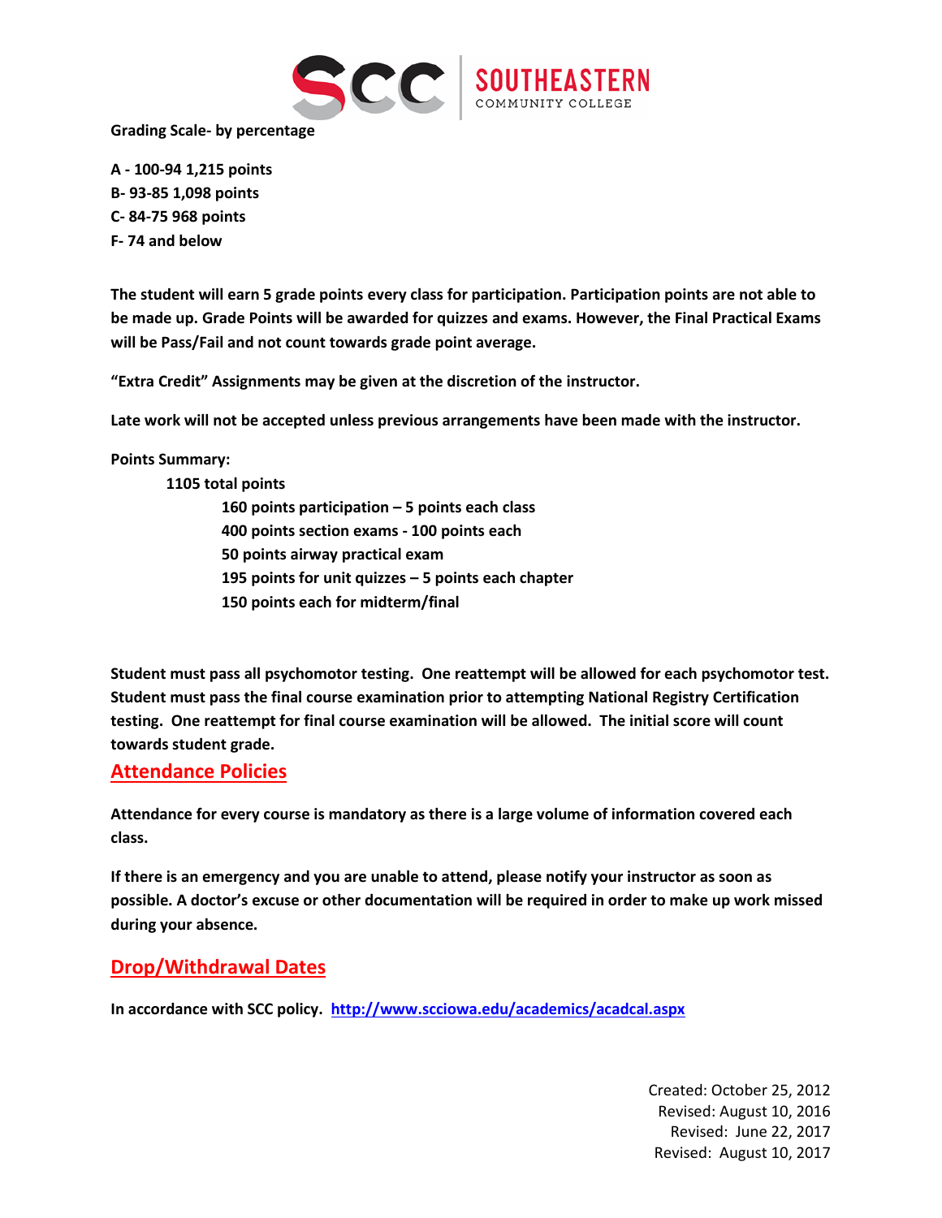**Grading Scale- by percentage**

**A - 100-94 1,215 points**
**B- 93-85 1,098 points**
**C- 84-75 968 points**
**F- 74 and below**

**The student will earn 5 grade points every class for participation. Participation points are not able to be made up. Grade Points will be awarded for quizzes and exams. However, the Final Practical Exams will be Pass/Fail and not count towards grade point average.**

**"Extra Credit" Assignments may be given at the discretion of the instructor.**

**Late work will not be accepted unless previous arrangements have been made with the instructor.**

**Points Summary:**

- **1105 total points**
  - **160 points participation – 5 points each class**
  - **400 points section exams - 100 points each**
  - **50 points airway practical exam**
  - **195 points for unit quizzes – 5 points each chapter**
  - **150 points each for midterm/final**

**Student must pass all psychomotor testing. One reattempt will be allowed for each psychomotor test. Student must pass the final course examination prior to attempting National Registry Certification testing. One reattempt for final course examination will be allowed. The initial score will count towards student grade.**

## Attendance Policies

**Attendance for every course is mandatory as there is a large volume of information covered each class.**

**If there is an emergency and you are unable to attend, please notify your instructor as soon as possible. A doctor's excuse or other documentation will be required in order to make up work missed during your absence.**

## Drop/Withdrawal Dates

**In accordance with SCC policy. [http://www.scciowa.edu/academics/acadcal.aspx](http://www.scciowa.edu/academics/acadcal.aspx)**

Created: October 25, 2012
Revised: August 10, 2016
Revised: June 22, 2017
Revised: August 10, 2017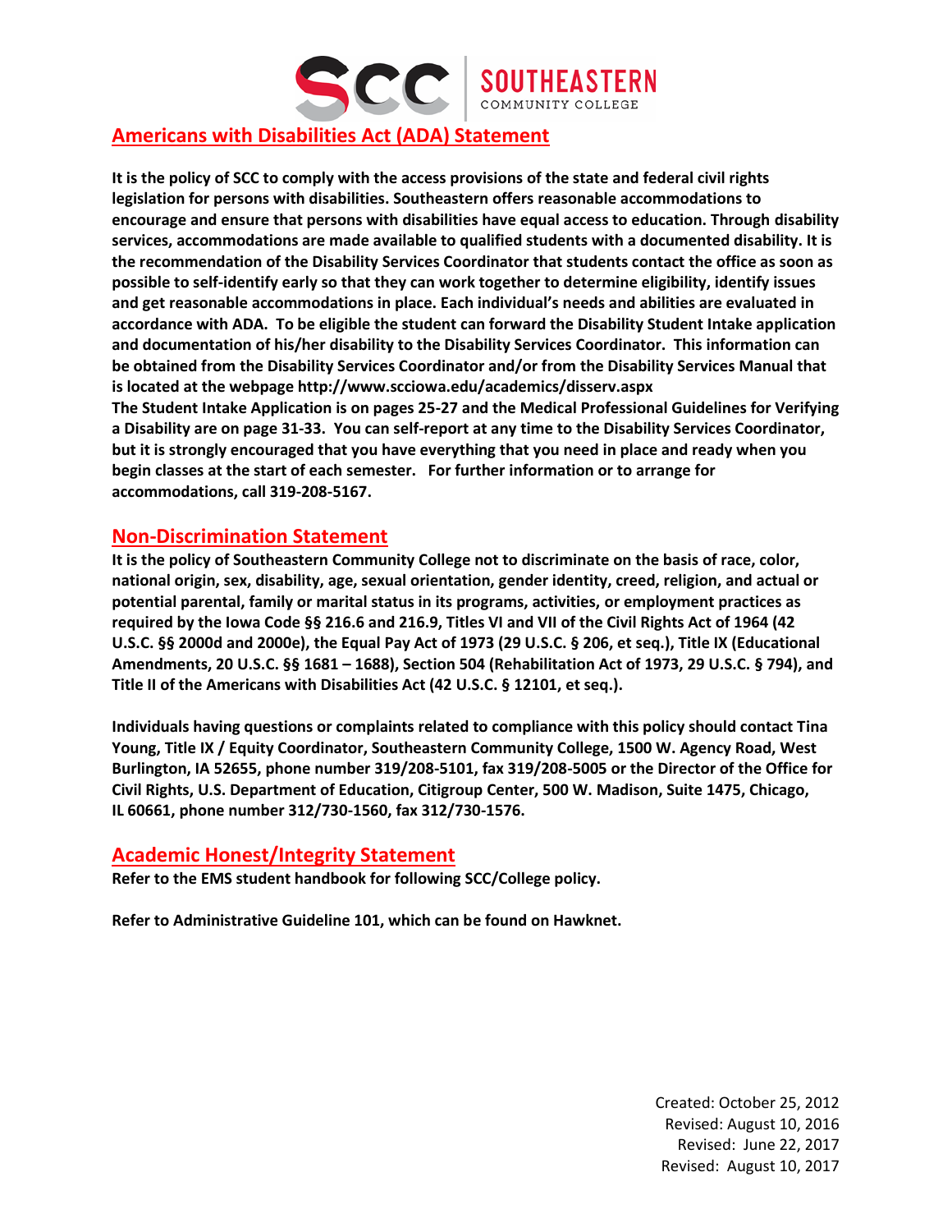## Americans with Disabilities Act (ADA) Statement

**It is the policy of SCC to comply with the access provisions of the state and federal civil rights legislation for persons with disabilities. Southeastern offers reasonable accommodations to encourage and ensure that persons with disabilities have equal access to education. Through disability services, accommodations are made available to qualified students with a documented disability. It is the recommendation of the Disability Services Coordinator that students contact the office as soon as possible to self-identify early so that they can work together to determine eligibility, identify issues and get reasonable accommodations in place. Each individual's needs and abilities are evaluated in accordance with ADA. To be eligible the student can forward the Disability Student Intake application and documentation of his/her disability to the Disability Services Coordinator. This information can be obtained from the Disability Services Coordinator and/or from the Disability Services Manual that is located at the webpage http://www.scciowa.edu/academics/disserv.aspx**
**The Student Intake Application is on pages 25-27 and the Medical Professional Guidelines for Verifying a Disability are on page 31-33. You can self-report at any time to the Disability Services Coordinator, but it is strongly encouraged that you have everything that you need in place and ready when you begin classes at the start of each semester. For further information or to arrange for accommodations, call 319-208-5167.**

## Non-Discrimination Statement

**It is the policy of Southeastern Community College not to discriminate on the basis of race, color, national origin, sex, disability, age, sexual orientation, gender identity, creed, religion, and actual or potential parental, family or marital status in its programs, activities, or employment practices as required by the Iowa Code §§ 216.6 and 216.9, Titles VI and VII of the Civil Rights Act of 1964 (42 U.S.C. §§ 2000d and 2000e), the Equal Pay Act of 1973 (29 U.S.C. § 206, et seq.), Title IX (Educational Amendments, 20 U.S.C. §§ 1681 – 1688), Section 504 (Rehabilitation Act of 1973, 29 U.S.C. § 794), and Title II of the Americans with Disabilities Act (42 U.S.C. § 12101, et seq.).**

**Individuals having questions or complaints related to compliance with this policy should contact Tina Young, Title IX / Equity Coordinator, Southeastern Community College, 1500 W. Agency Road, West Burlington, IA 52655, phone number 319/208-5101, fax 319/208-5005 or the Director of the Office for Civil Rights, U.S. Department of Education, Citigroup Center, 500 W. Madison, Suite 1475, Chicago, IL 60661, phone number 312/730-1560, fax 312/730-1576.**

## Academic Honest/Integrity Statement

**Refer to the EMS student handbook for following SCC/College policy.**

**Refer to Administrative Guideline 101, which can be found on Hawknet.**

Created: October 25, 2012
Revised: August 10, 2016
Revised: June 22, 2017
Revised: August 10, 2017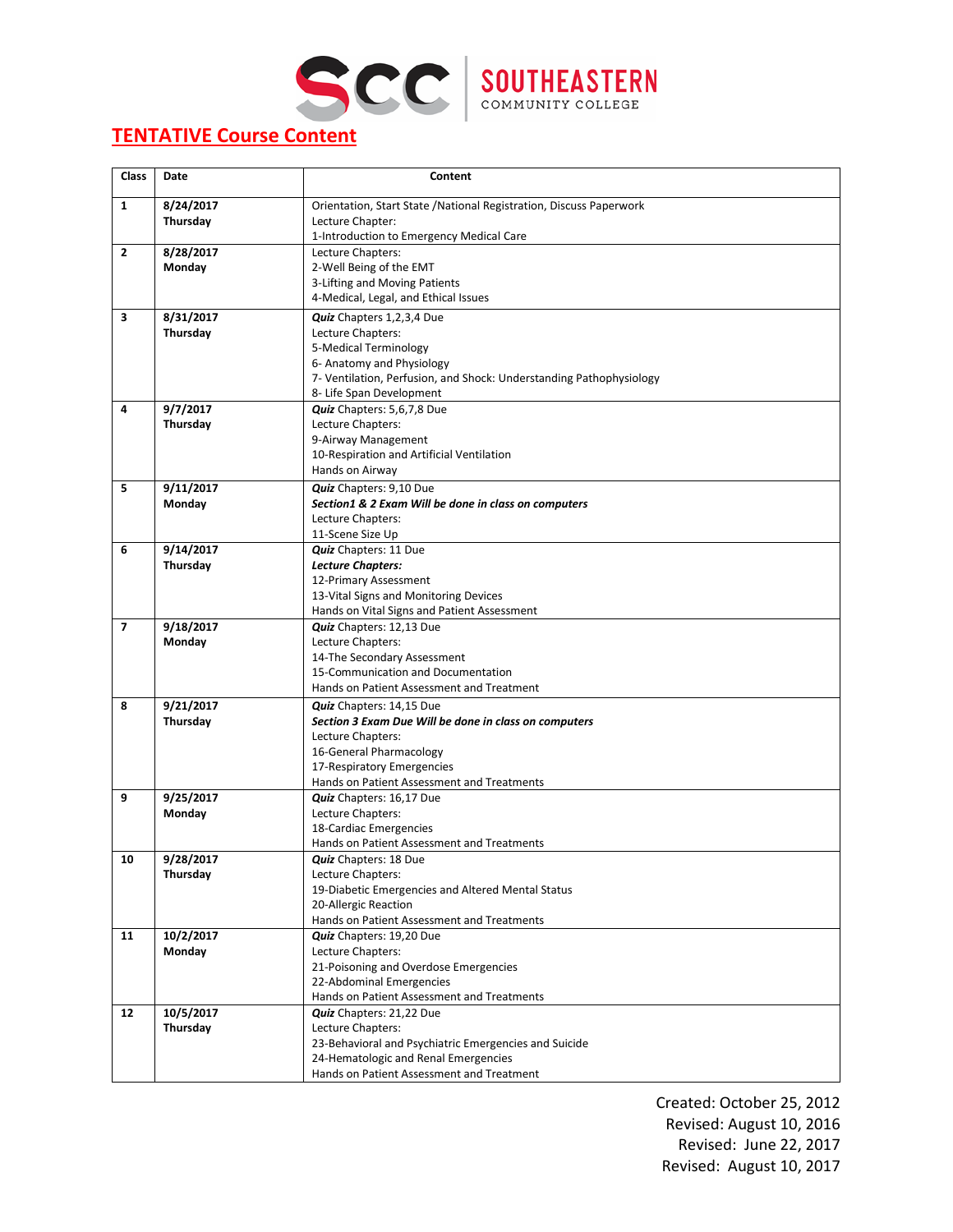SOUTHEASTERN COMMUNITY COLLEGE

## TENTATIVE Course Content

| Class | Date | Content |
|---|---|---|
| 1 | **8/24/2017**<br>**Thursday** | Orientation, Start State /National Registration, Discuss Paperwork<br>Lecture Chapter:<br>1-Introduction to Emergency Medical Care |
| 2 | **8/28/2017**<br>**Monday** | Lecture Chapters:<br>2-Well Being of the EMT<br>3-Lifting and Moving Patients<br>4-Medical, Legal, and Ethical Issues |
| 3 | **8/31/2017**<br>**Thursday** | ***Quiz*** Chapters 1,2,3,4 Due<br>Lecture Chapters:<br>5-Medical Terminology<br>6- Anatomy and Physiology<br>7- Ventilation, Perfusion, and Shock: Understanding Pathophysiology<br>8- Life Span Development |
| 4 | **9/7/2017**<br>**Thursday** | ***Quiz*** Chapters: 5,6,7,8 Due<br>Lecture Chapters:<br>9-Airway Management<br>10-Respiration and Artificial Ventilation<br>Hands on Airway |
| 5 | **9/11/2017**<br>**Monday** | ***Quiz*** Chapters: 9,10 Due<br>***Section1 & 2 Exam Will be done in class on computers***<br>Lecture Chapters:<br>11-Scene Size Up |
| 6 | **9/14/2017**<br>**Thursday** | ***Quiz*** Chapters: 11 Due<br>***Lecture Chapters:***<br>12-Primary Assessment<br>13-Vital Signs and Monitoring Devices<br>Hands on Vital Signs and Patient Assessment |
| 7 | **9/18/2017**<br>**Monday** | ***Quiz*** Chapters: 12,13 Due<br>Lecture Chapters:<br>14-The Secondary Assessment<br>15-Communication and Documentation<br>Hands on Patient Assessment and Treatment |
| 8 | **9/21/2017**<br>**Thursday** | ***Quiz*** Chapters: 14,15 Due<br>***Section 3 Exam Due Will be done in class on computers***<br>Lecture Chapters:<br>16-General Pharmacology<br>17-Respiratory Emergencies<br>Hands on Patient Assessment and Treatments |
| 9 | **9/25/2017**<br>**Monday** | ***Quiz*** Chapters: 16,17 Due<br>Lecture Chapters:<br>18-Cardiac Emergencies<br>Hands on Patient Assessment and Treatments |
| 10 | **9/28/2017**<br>**Thursday** | ***Quiz*** Chapters: 18 Due<br>Lecture Chapters:<br>19-Diabetic Emergencies and Altered Mental Status<br>20-Allergic Reaction<br>Hands on Patient Assessment and Treatments |
| 11 | **10/2/2017**<br>**Monday** | ***Quiz*** Chapters: 19,20 Due<br>Lecture Chapters:<br>21-Poisoning and Overdose Emergencies<br>22-Abdominal Emergencies<br>Hands on Patient Assessment and Treatments |
| 12 | **10/5/2017**<br>**Thursday** | ***Quiz*** Chapters: 21,22 Due<br>Lecture Chapters:<br>23-Behavioral and Psychiatric Emergencies and Suicide<br>24-Hematologic and Renal Emergencies<br>Hands on Patient Assessment and Treatment |

Created: October 25, 2012
Revised: August 10, 2016
Revised: June 22, 2017
Revised: August 10, 2017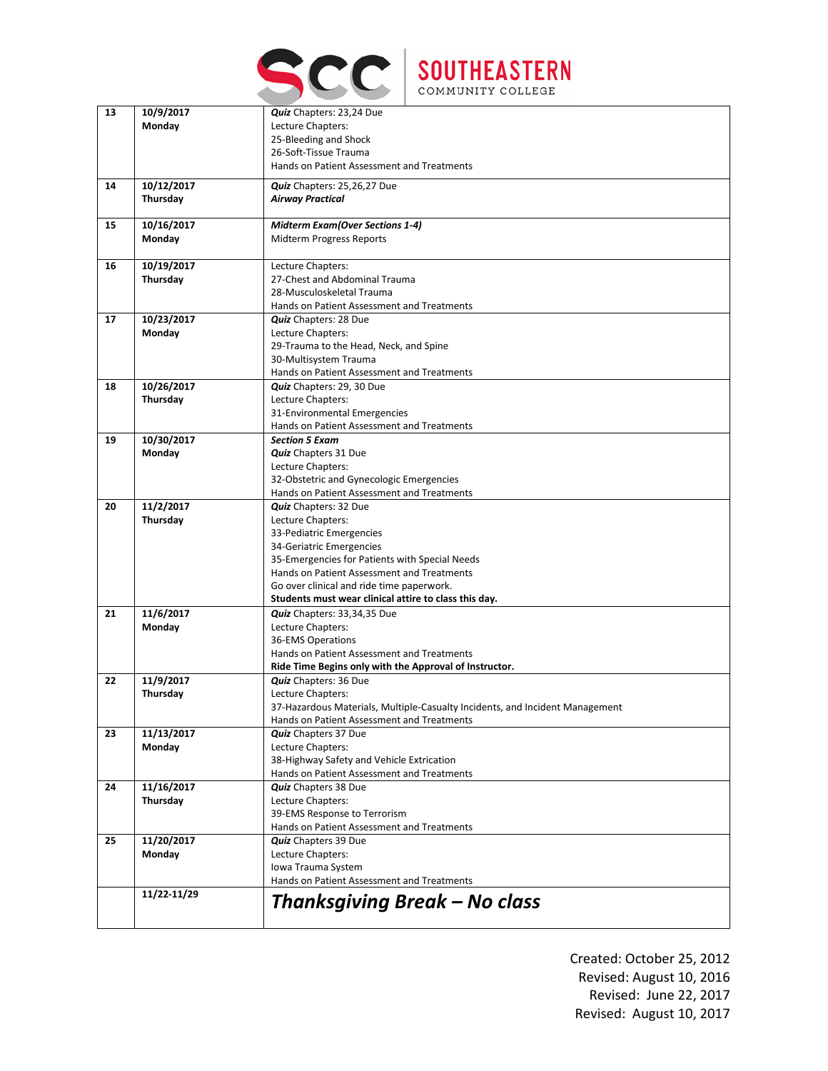| | | |
|---|---|---|
| **13** | **10/9/2017**<br>**Monday** | ***Quiz*** Chapters: 23,24 Due<br>Lecture Chapters:<br>25-Bleeding and Shock<br>26-Soft-Tissue Trauma<br>Hands on Patient Assessment and Treatments |
| **14** | **10/12/2017**<br>**Thursday** | ***Quiz*** Chapters: 25,26,27 Due<br>***Airway Practical*** |
| **15** | **10/16/2017**<br>**Monday** | ***Midterm Exam(Over Sections 1-4)***<br>Midterm Progress Reports |
| **16** | **10/19/2017**<br>**Thursday** | Lecture Chapters:<br>27-Chest and Abdominal Trauma<br>28-Musculoskeletal Trauma<br>Hands on Patient Assessment and Treatments |
| **17** | **10/23/2017**<br>**Monday** | ***Quiz*** Chapters: 28 Due<br>Lecture Chapters:<br>29-Trauma to the Head, Neck, and Spine<br>30-Multisystem Trauma<br>Hands on Patient Assessment and Treatments |
| **18** | **10/26/2017**<br>**Thursday** | ***Quiz*** Chapters: 29, 30 Due<br>Lecture Chapters:<br>31-Environmental Emergencies<br>Hands on Patient Assessment and Treatments |
| **19** | **10/30/2017**<br>**Monday** | ***Section 5 Exam***<br>***Quiz*** Chapters 31 Due<br>Lecture Chapters:<br>32-Obstetric and Gynecologic Emergencies<br>Hands on Patient Assessment and Treatments |
| **20** | **11/2/2017**<br>**Thursday** | ***Quiz*** Chapters: 32 Due<br>Lecture Chapters:<br>33-Pediatric Emergencies<br>34-Geriatric Emergencies<br>35-Emergencies for Patients with Special Needs<br>Hands on Patient Assessment and Treatments<br>Go over clinical and ride time paperwork.<br>**Students must wear clinical attire to class this day.** |
| **21** | **11/6/2017**<br>**Monday** | ***Quiz*** Chapters: 33,34,35 Due<br>Lecture Chapters:<br>36-EMS Operations<br>Hands on Patient Assessment and Treatments<br>**Ride Time Begins only with the Approval of Instructor.** |
| **22** | **11/9/2017**<br>**Thursday** | ***Quiz*** Chapters: 36 Due<br>Lecture Chapters:<br>37-Hazardous Materials, Multiple-Casualty Incidents, and Incident Management<br>Hands on Patient Assessment and Treatments |
| **23** | **11/13/2017**<br>**Monday** | ***Quiz*** Chapters 37 Due<br>Lecture Chapters:<br>38-Highway Safety and Vehicle Extrication<br>Hands on Patient Assessment and Treatments |
| **24** | **11/16/2017**<br>**Thursday** | ***Quiz*** Chapters 38 Due<br>Lecture Chapters:<br>39-EMS Response to Terrorism<br>Hands on Patient Assessment and Treatments |
| **25** | **11/20/2017**<br>**Monday** | ***Quiz*** Chapters 39 Due<br>Lecture Chapters:<br>Iowa Trauma System<br>Hands on Patient Assessment and Treatments |
| | **11/22-11/29** | ***Thanksgiving Break – No class*** |

Created: October 25, 2012
Revised: August 10, 2016
Revised: June 22, 2017
Revised: August 10, 2017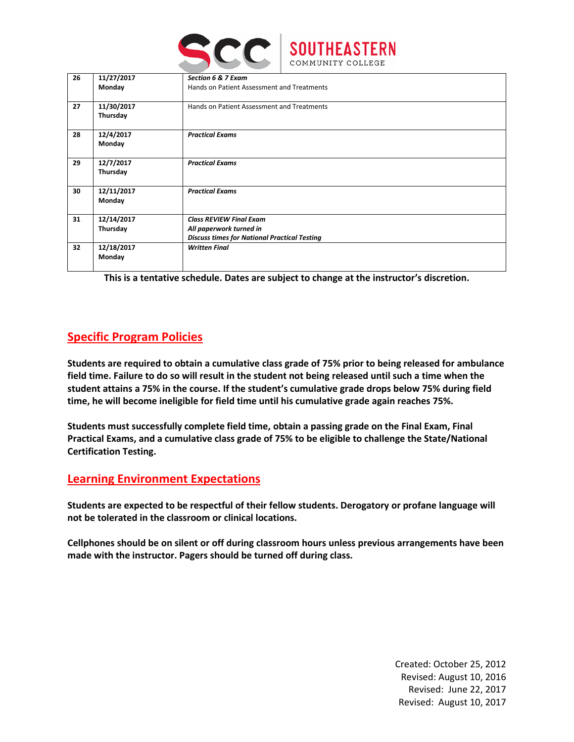| | | |
|---|---|---|
| **26** | **11/27/2017**<br>**Monday** | ***Section 6 & 7 Exam***<br>Hands on Patient Assessment and Treatments |
| **27** | **11/30/2017**<br>**Thursday** | Hands on Patient Assessment and Treatments |
| **28** | **12/4/2017**<br>**Monday** | ***Practical Exams*** |
| **29** | **12/7/2017**<br>**Thursday** | ***Practical Exams*** |
| **30** | **12/11/2017**<br>**Monday** | ***Practical Exams*** |
| **31** | **12/14/2017**<br>**Thursday** | ***Class REVIEW Final Exam***<br>***All paperwork turned in***<br>***Discuss times for National Practical Testing*** |
| **32** | **12/18/2017**<br>**Monday** | ***Written Final*** |

**This is a tentative schedule. Dates are subject to change at the instructor's discretion.**

## Specific Program Policies

**Students are required to obtain a cumulative class grade of 75% prior to being released for ambulance field time. Failure to do so will result in the student not being released until such a time when the student attains a 75% in the course. If the student's cumulative grade drops below 75% during field time, he will become ineligible for field time until his cumulative grade again reaches 75%.**

**Students must successfully complete field time, obtain a passing grade on the Final Exam, Final Practical Exams, and a cumulative class grade of 75% to be eligible to challenge the State/National Certification Testing.**

## Learning Environment Expectations

**Students are expected to be respectful of their fellow students. Derogatory or profane language will not be tolerated in the classroom or clinical locations.**

**Cellphones should be on silent or off during classroom hours unless previous arrangements have been made with the instructor. Pagers should be turned off during class.**

Created: October 25, 2012
Revised: August 10, 2016
Revised: June 22, 2017
Revised: August 10, 2017